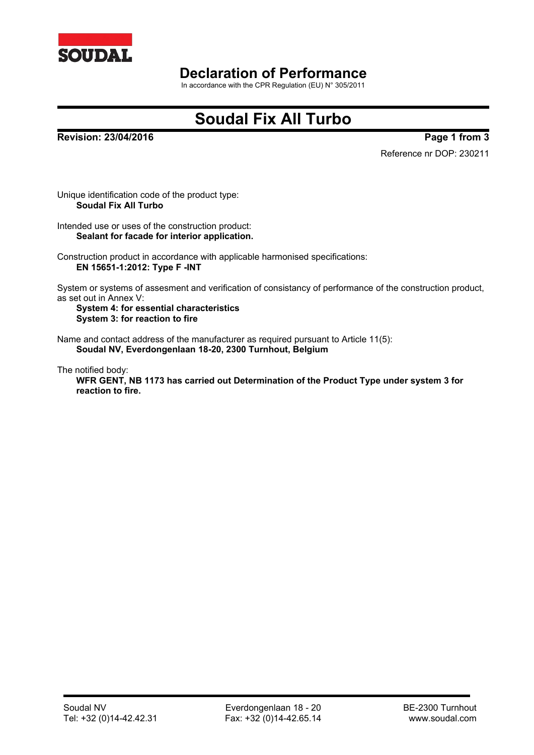# Declaration of Performance

In accordance with the CPR Regulation (EU) N° 305/2011

## Soudal Fix All Turbo

**Revision: 23/04/2016**

Reference nr DOP: 230211

Unique identification code of the product type:
**Soudal Fix All Turbo**

Intended use or uses of the construction product:
**Sealant for facade for interior application.**

Construction product in accordance with applicable harmonised specifications:
**EN 15651-1:2012: Type F -INT**

System or systems of assesment and verification of consistancy of performance of the construction product, as set out in Annex V:
**System 4: for essential characteristics**
**System 3: for reaction to fire**

Name and contact address of the manufacturer as required pursuant to Article 11(5):
**Soudal NV, Everdongenlaan 18-20, 2300 Turnhout, Belgium**

The notified body:
**WFR GENT, NB 1173 has carried out Determination of the Product Type under system 3 for reaction to fire.**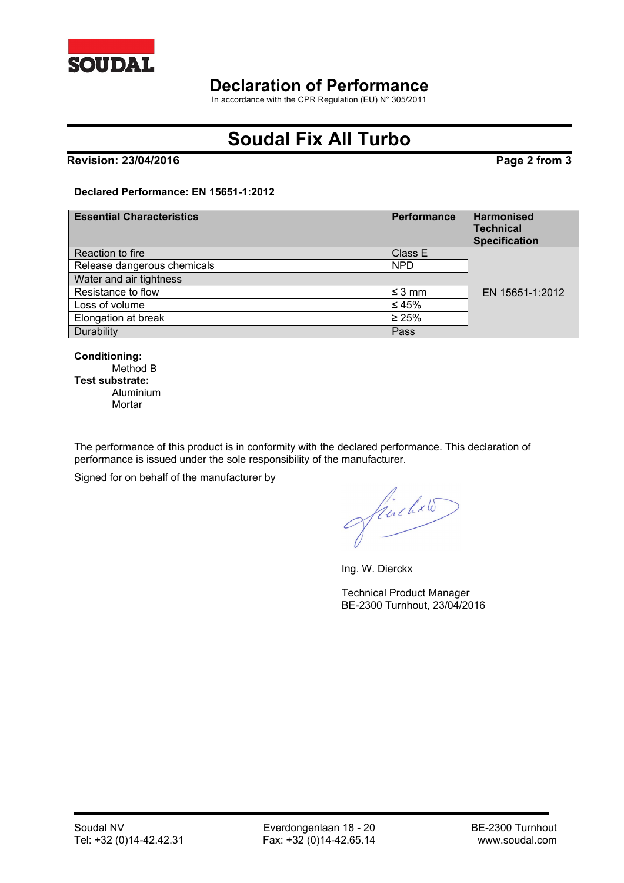# Declaration of Performance

In accordance with the CPR Regulation (EU) N° 305/2011

# Soudal Fix All Turbo

**Revision: 23/04/2016**

**Declared Performance: EN 15651-1:2012**

| Essential Characteristics | Performance | Harmonised Technical Specification |
|---|---|---|
| Reaction to fire | Class E | EN 15651-1:2012 |
| Release dangerous chemicals | NPD | |
| Water and air tightness | | |
| Resistance to flow | ≤ 3 mm | |
| Loss of volume | ≤ 45% | |
| Elongation at break | ≥ 25% | |
| Durability | Pass | |

**Conditioning:**

Method B

**Test substrate:**

Aluminium
Mortar

The performance of this product is in conformity with the declared performance. This declaration of performance is issued under the sole responsibility of the manufacturer.

Signed for on behalf of the manufacturer by

Ing. W. Dierckx

Technical Product Manager
BE-2300 Turnhout, 23/04/2016

Soudal NV
Tel: +32 (0)14-42.42.31

Everdongenlaan 18 - 20
Fax: +32 (0)14-42.65.14

BE-2300 Turnhout
www.soudal.com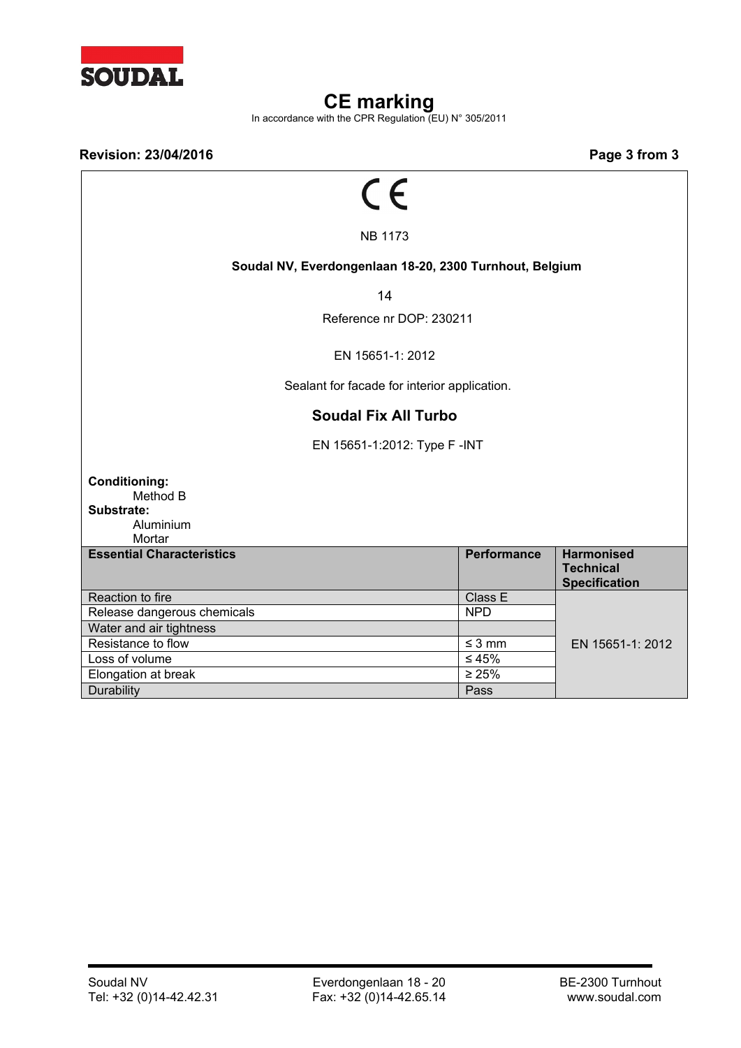# CE marking

In accordance with the CPR Regulation (EU) N° 305/2011

**Revision: 23/04/2016**

CE

NB 1173

**Soudal NV, Everdongenlaan 18-20, 2300 Turnhout, Belgium**

14

Reference nr DOP: 230211

EN 15651-1: 2012

Sealant for facade for interior application.

**Soudal Fix All Turbo**

EN 15651-1:2012: Type F -INT

**Conditioning:**
Method B
**Substrate:**
Aluminium
Mortar

| Essential Characteristics | Performance | Harmonised Technical Specification |
|---|---|---|
| Reaction to fire | Class E | EN 15651-1: 2012 |
| Release dangerous chemicals | NPD | |
| Water and air tightness | | |
| Resistance to flow | ≤ 3 mm | |
| Loss of volume | ≤ 45% | |
| Elongation at break | ≥ 25% | |
| Durability | Pass | |

Soudal NV
Tel: +32 (0)14-42.42.31

Everdongenlaan 18 - 20
Fax: +32 (0)14-42.65.14

BE-2300 Turnhout
www.soudal.com